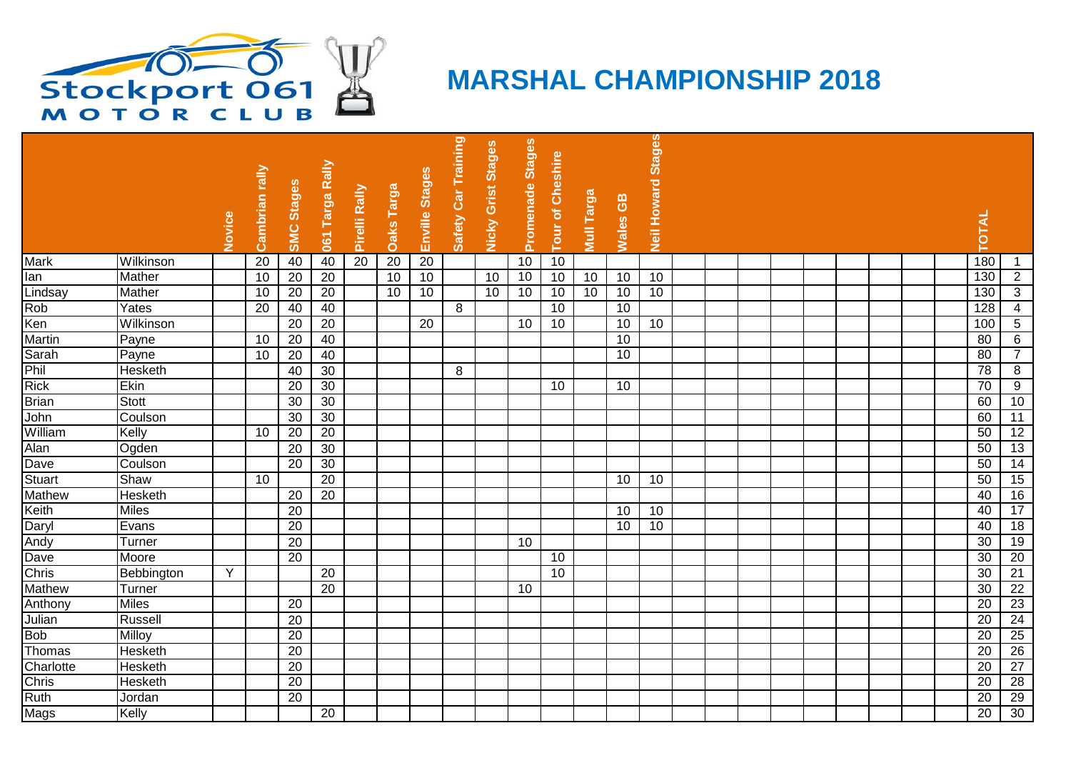# MARSHAL CHAMPIONSHIP 2018

Stockport 061 MOTOR CLUB

| | | Novice | Cambrian rally | SMC Stages | 061 Targa Rally | Pirelli Rally | Oaks Targa | Enville Stages | Safety Car Training | Nicky Grist Stages | Promenade Stages | Tour of Cheshire | Mull Targa | Wales GB | Neil Howard Stages | TOTAL | |
|---|---|---|---|---|---|---|---|---|---|---|---|---|---|---|---|---|---|
| Mark | Wilkinson | | 20 | 40 | 40 | 20 | 20 | 20 | | | 10 | 10 | | | | 180 | 1 |
| Ian | Mather | | 10 | 20 | 20 | | 10 | 10 | | 10 | 10 | 10 | 10 | 10 | 10 | 130 | 2 |
| Lindsay | Mather | | 10 | 20 | 20 | | 10 | 10 | | 10 | 10 | 10 | 10 | 10 | 10 | 130 | 3 |
| Rob | Yates | | 20 | 40 | 40 | | | | 8 | | | 10 | | 10 | | 128 | 4 |
| Ken | Wilkinson | | | 20 | 20 | | | 20 | | | 10 | 10 | | 10 | 10 | 100 | 5 |
| Martin | Payne | | 10 | 20 | 40 | | | | | | | | | 10 | | 80 | 6 |
| Sarah | Payne | | 10 | 20 | 40 | | | | | | | | | 10 | | 80 | 7 |
| Phil | Hesketh | | | 40 | 30 | | | | 8 | | | | | | | 78 | 8 |
| Rick | Ekin | | | 20 | 30 | | | | | | | 10 | | 10 | | 70 | 9 |
| Brian | Stott | | | 30 | 30 | | | | | | | | | | | 60 | 10 |
| John | Coulson | | | 30 | 30 | | | | | | | | | | | 60 | 11 |
| William | Kelly | | 10 | 20 | 20 | | | | | | | | | | | 50 | 12 |
| Alan | Ogden | | | 20 | 30 | | | | | | | | | | | 50 | 13 |
| Dave | Coulson | | | 20 | 30 | | | | | | | | | | | 50 | 14 |
| Stuart | Shaw | | 10 | | 20 | | | | | | | | | 10 | 10 | 50 | 15 |
| Mathew | Hesketh | | | 20 | 20 | | | | | | | | | | | 40 | 16 |
| Keith | Miles | | | 20 | | | | | | | | | | 10 | 10 | 40 | 17 |
| Daryl | Evans | | | 20 | | | | | | | | | | 10 | 10 | 40 | 18 |
| Andy | Turner | | | 20 | | | | | | | 10 | | | | | 30 | 19 |
| Dave | Moore | | | 20 | | | | | | | | 10 | | | | 30 | 20 |
| Chris | Bebbington | Y | | | 20 | | | | | | | 10 | | | | 30 | 21 |
| Mathew | Turner | | | | 20 | | | | | | 10 | | | | | 30 | 22 |
| Anthony | Miles | | | 20 | | | | | | | | | | | | 20 | 23 |
| Julian | Russell | | | 20 | | | | | | | | | | | | 20 | 24 |
| Bob | Milloy | | | 20 | | | | | | | | | | | | 20 | 25 |
| Thomas | Hesketh | | | 20 | | | | | | | | | | | | 20 | 26 |
| Charlotte | Hesketh | | | 20 | | | | | | | | | | | | 20 | 27 |
| Chris | Hesketh | | | 20 | | | | | | | | | | | | 20 | 28 |
| Ruth | Jordan | | | 20 | | | | | | | | | | | | 20 | 29 |
| Mags | Kelly | | | | 20 | | | | | | | | | | | 20 | 30 |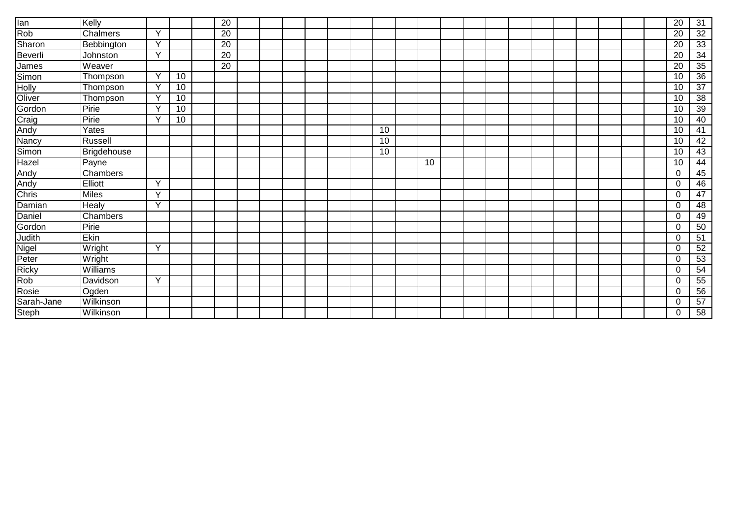| | | | | | | | | | | | | | | | | | | | | | | | | | | |
|---|---|---|---|---|---|---|---|---|---|---|---|---|---|---|---|---|---|---|---|---|---|---|---|---|---|---|
| Ian | Kelly | | | | 20 | | | | | | | | | | | | | | | | | | | | 20 | 31 |
| Rob | Chalmers | Y | | | 20 | | | | | | | | | | | | | | | | | | | | 20 | 32 |
| Sharon | Bebbington | Y | | | 20 | | | | | | | | | | | | | | | | | | | | 20 | 33 |
| Beverli | Johnston | Y | | | 20 | | | | | | | | | | | | | | | | | | | | 20 | 34 |
| James | Weaver | | | | 20 | | | | | | | | | | | | | | | | | | | | 20 | 35 |
| Simon | Thompson | Y | 10 | | | | | | | | | | | | | | | | | | | | | | 10 | 36 |
| Holly | Thompson | Y | 10 | | | | | | | | | | | | | | | | | | | | | | 10 | 37 |
| Oliver | Thompson | Y | 10 | | | | | | | | | | | | | | | | | | | | | | 10 | 38 |
| Gordon | Pirie | Y | 10 | | | | | | | | | | | | | | | | | | | | | | 10 | 39 |
| Craig | Pirie | Y | 10 | | | | | | | | | | | | | | | | | | | | | | 10 | 40 |
| Andy | Yates | | | | | | | | | | | 10 | | | | | | | | | | | | | 10 | 41 |
| Nancy | Russell | | | | | | | | | | | 10 | | | | | | | | | | | | | 10 | 42 |
| Simon | Brigdehouse | | | | | | | | | | | 10 | | | | | | | | | | | | | 10 | 43 |
| Hazel | Payne | | | | | | | | | | | | | 10 | | | | | | | | | | | 10 | 44 |
| Andy | Chambers | | | | | | | | | | | | | | | | | | | | | | | | 0 | 45 |
| Andy | Elliott | Y | | | | | | | | | | | | | | | | | | | | | | | 0 | 46 |
| Chris | Miles | Y | | | | | | | | | | | | | | | | | | | | | | | 0 | 47 |
| Damian | Healy | Y | | | | | | | | | | | | | | | | | | | | | | | 0 | 48 |
| Daniel | Chambers | | | | | | | | | | | | | | | | | | | | | | | | 0 | 49 |
| Gordon | Pirie | | | | | | | | | | | | | | | | | | | | | | | | 0 | 50 |
| Judith | Ekin | | | | | | | | | | | | | | | | | | | | | | | | 0 | 51 |
| Nigel | Wright | Y | | | | | | | | | | | | | | | | | | | | | | | 0 | 52 |
| Peter | Wright | | | | | | | | | | | | | | | | | | | | | | | | 0 | 53 |
| Ricky | Williams | | | | | | | | | | | | | | | | | | | | | | | | 0 | 54 |
| Rob | Davidson | Y | | | | | | | | | | | | | | | | | | | | | | | 0 | 55 |
| Rosie | Ogden | | | | | | | | | | | | | | | | | | | | | | | | 0 | 56 |
| Sarah-Jane | Wilkinson | | | | | | | | | | | | | | | | | | | | | | | | 0 | 57 |
| Steph | Wilkinson | | | | | | | | | | | | | | | | | | | | | | | | 0 | 58 |